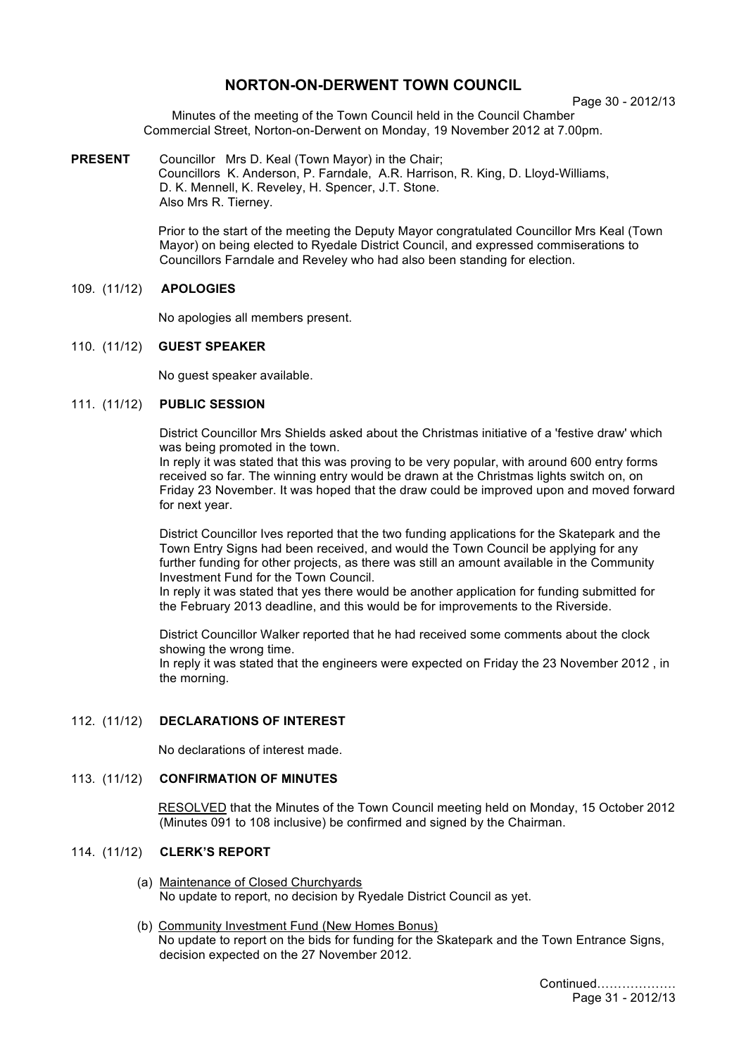# NORTON-ON-DERWENT TOWN COUNCIL

Minutes of the meeting of the Town Council held in the Council Chamber Commercial Street, Norton-on-Derwent on Monday, 19 November 2012 at 7.00pm.

**PRESENT** Councillor Mrs D. Keal (Town Mayor) in the Chair;
Councillors K. Anderson, P. Farndale, A.R. Harrison, R. King, D. Lloyd-Williams, D. K. Mennell, K. Reveley, H. Spencer, J.T. Stone.
Also Mrs R. Tierney.

Prior to the start of the meeting the Deputy Mayor congratulated Councillor Mrs Keal (Town Mayor) on being elected to Ryedale District Council, and expressed commiserations to Councillors Farndale and Reveley who had also been standing for election.

## 109. (11/12) APOLOGIES

No apologies all members present.

## 110. (11/12) GUEST SPEAKER

No guest speaker available.

## 111. (11/12) PUBLIC SESSION

District Councillor Mrs Shields asked about the Christmas initiative of a 'festive draw' which was being promoted in the town.
In reply it was stated that this was proving to be very popular, with around 600 entry forms received so far. The winning entry would be drawn at the Christmas lights switch on, on Friday 23 November. It was hoped that the draw could be improved upon and moved forward for next year.

District Councillor Ives reported that the two funding applications for the Skatepark and the Town Entry Signs had been received, and would the Town Council be applying for any further funding for other projects, as there was still an amount available in the Community Investment Fund for the Town Council.
In reply it was stated that yes there would be another application for funding submitted for the February 2013 deadline, and this would be for improvements to the Riverside.

District Councillor Walker reported that he had received some comments about the clock showing the wrong time.
In reply it was stated that the engineers were expected on Friday the 23 November 2012 , in the morning.

## 112. (11/12) DECLARATIONS OF INTEREST

No declarations of interest made.

## 113. (11/12) CONFIRMATION OF MINUTES

RESOLVED that the Minutes of the Town Council meeting held on Monday, 15 October 2012 (Minutes 091 to 108 inclusive) be confirmed and signed by the Chairman.

## 114. (11/12) CLERK'S REPORT

(a) Maintenance of Closed Churchyards
No update to report, no decision by Ryedale District Council as yet.

(b) Community Investment Fund (New Homes Bonus)
No update to report on the bids for funding for the Skatepark and the Town Entrance Signs, decision expected on the 27 November 2012.

Continued……………….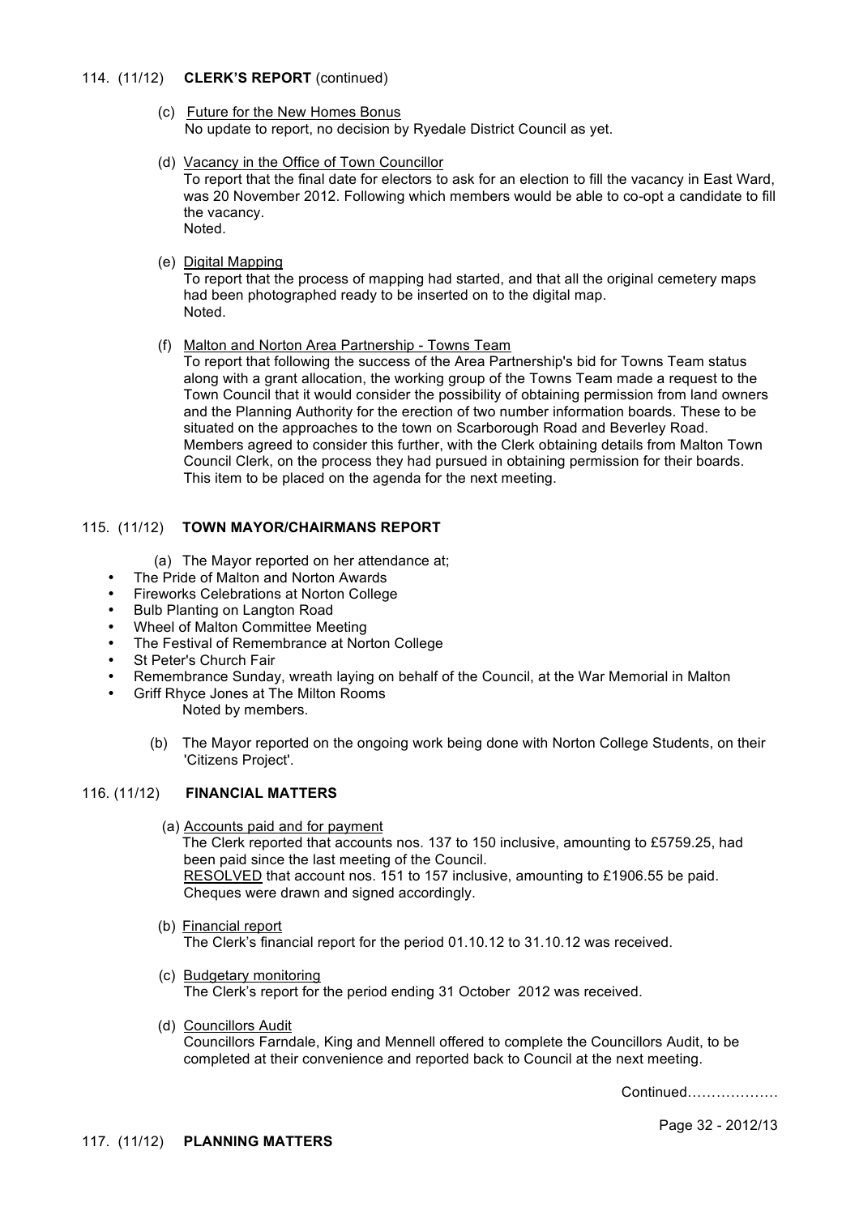## 114. (11/12) **CLERK'S REPORT** (continued)

(c) Future for the New Homes Bonus
No update to report, no decision by Ryedale District Council as yet.

(d) Vacancy in the Office of Town Councillor
To report that the final date for electors to ask for an election to fill the vacancy in East Ward, was 20 November 2012. Following which members would be able to co-opt a candidate to fill the vacancy.
Noted.

(e) Digital Mapping
To report that the process of mapping had started, and that all the original cemetery maps had been photographed ready to be inserted on to the digital map.
Noted.

(f) Malton and Norton Area Partnership - Towns Team
To report that following the success of the Area Partnership's bid for Towns Team status along with a grant allocation, the working group of the Towns Team made a request to the Town Council that it would consider the possibility of obtaining permission from land owners and the Planning Authority for the erection of two number information boards. These to be situated on the approaches to the town on Scarborough Road and Beverley Road. Members agreed to consider this further, with the Clerk obtaining details from Malton Town Council Clerk, on the process they had pursued in obtaining permission for their boards. This item to be placed on the agenda for the next meeting.

## 115. (11/12) **TOWN MAYOR/CHAIRMANS REPORT**

(a) The Mayor reported on her attendance at;

- The Pride of Malton and Norton Awards
- Fireworks Celebrations at Norton College
- Bulb Planting on Langton Road
- Wheel of Malton Committee Meeting
- The Festival of Remembrance at Norton College
- St Peter's Church Fair
- Remembrance Sunday, wreath laying on behalf of the Council, at the War Memorial in Malton
- Griff Rhyce Jones at The Milton Rooms

Noted by members.

(b) The Mayor reported on the ongoing work being done with Norton College Students, on their 'Citizens Project'.

## 116. (11/12) **FINANCIAL MATTERS**

(a) Accounts paid and for payment
The Clerk reported that accounts nos. 137 to 150 inclusive, amounting to £5759.25, had been paid since the last meeting of the Council.
RESOLVED that account nos. 151 to 157 inclusive, amounting to £1906.55 be paid. Cheques were drawn and signed accordingly.

(b) Financial report
The Clerk's financial report for the period 01.10.12 to 31.10.12 was received.

(c) Budgetary monitoring
The Clerk's report for the period ending 31 October 2012 was received.

(d) Councillors Audit
Councillors Farndale, King and Mennell offered to complete the Councillors Audit, to be completed at their convenience and reported back to Council at the next meeting.

Continued……………….

## 117. (11/12) **PLANNING MATTERS**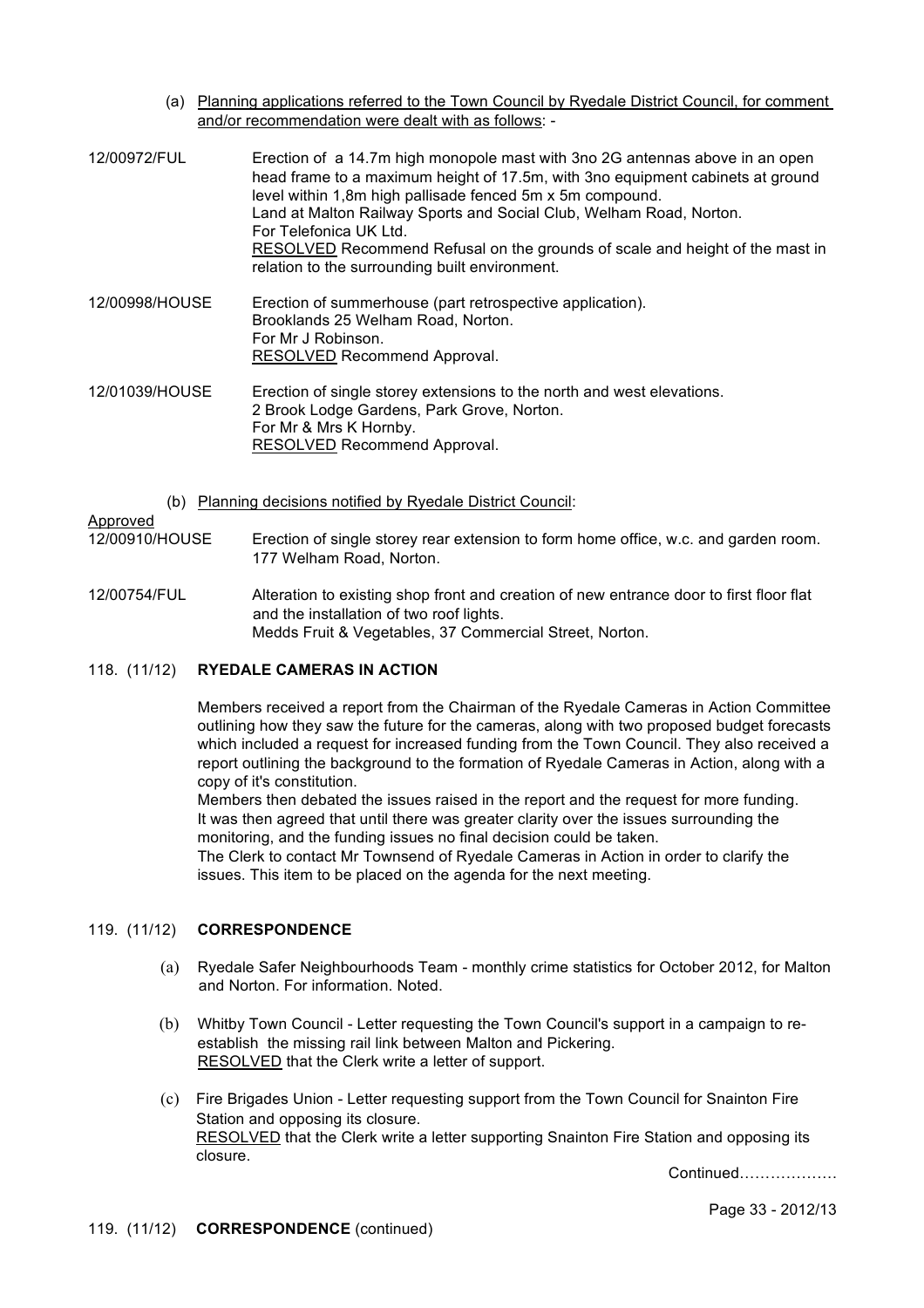(a) Planning applications referred to the Town Council by Ryedale District Council, for comment and/or recommendation were dealt with as follows: -

12/00972/FUL — Erection of a 14.7m high monopole mast with 3no 2G antennas above in an open head frame to a maximum height of 17.5m, with 3no equipment cabinets at ground level within 1,8m high pallisade fenced 5m x 5m compound.
Land at Malton Railway Sports and Social Club, Welham Road, Norton.
For Telefonica UK Ltd.
RESOLVED Recommend Refusal on the grounds of scale and height of the mast in relation to the surrounding built environment.

12/00998/HOUSE — Erection of summerhouse (part retrospective application).
Brooklands 25 Welham Road, Norton.
For Mr J Robinson.
RESOLVED Recommend Approval.

12/01039/HOUSE — Erection of single storey extensions to the north and west elevations.
2 Brook Lodge Gardens, Park Grove, Norton.
For Mr & Mrs K Hornby.
RESOLVED Recommend Approval.

(b) Planning decisions notified by Ryedale District Council:

Approved

12/00910/HOUSE — Erection of single storey rear extension to form home office, w.c. and garden room.
177 Welham Road, Norton.

12/00754/FUL — Alteration to existing shop front and creation of new entrance door to first floor flat and the installation of two roof lights.
Medds Fruit & Vegetables, 37 Commercial Street, Norton.

## 118. (11/12) RYEDALE CAMERAS IN ACTION

Members received a report from the Chairman of the Ryedale Cameras in Action Committee outlining how they saw the future for the cameras, along with two proposed budget forecasts which included a request for increased funding from the Town Council. They also received a report outlining the background to the formation of Ryedale Cameras in Action, along with a copy of it's constitution.

Members then debated the issues raised in the report and the request for more funding.
It was then agreed that until there was greater clarity over the issues surrounding the monitoring, and the funding issues no final decision could be taken.
The Clerk to contact Mr Townsend of Ryedale Cameras in Action in order to clarify the issues. This item to be placed on the agenda for the next meeting.

## 119. (11/12) CORRESPONDENCE

(a) Ryedale Safer Neighbourhoods Team - monthly crime statistics for October 2012, for Malton and Norton. For information. Noted.

(b) Whitby Town Council - Letter requesting the Town Council's support in a campaign to re-establish the missing rail link between Malton and Pickering.
RESOLVED that the Clerk write a letter of support.

(c) Fire Brigades Union - Letter requesting support from the Town Council for Snainton Fire Station and opposing its closure.
RESOLVED that the Clerk write a letter supporting Snainton Fire Station and opposing its closure.

Continued………………

## 119. (11/12) CORRESPONDENCE (continued)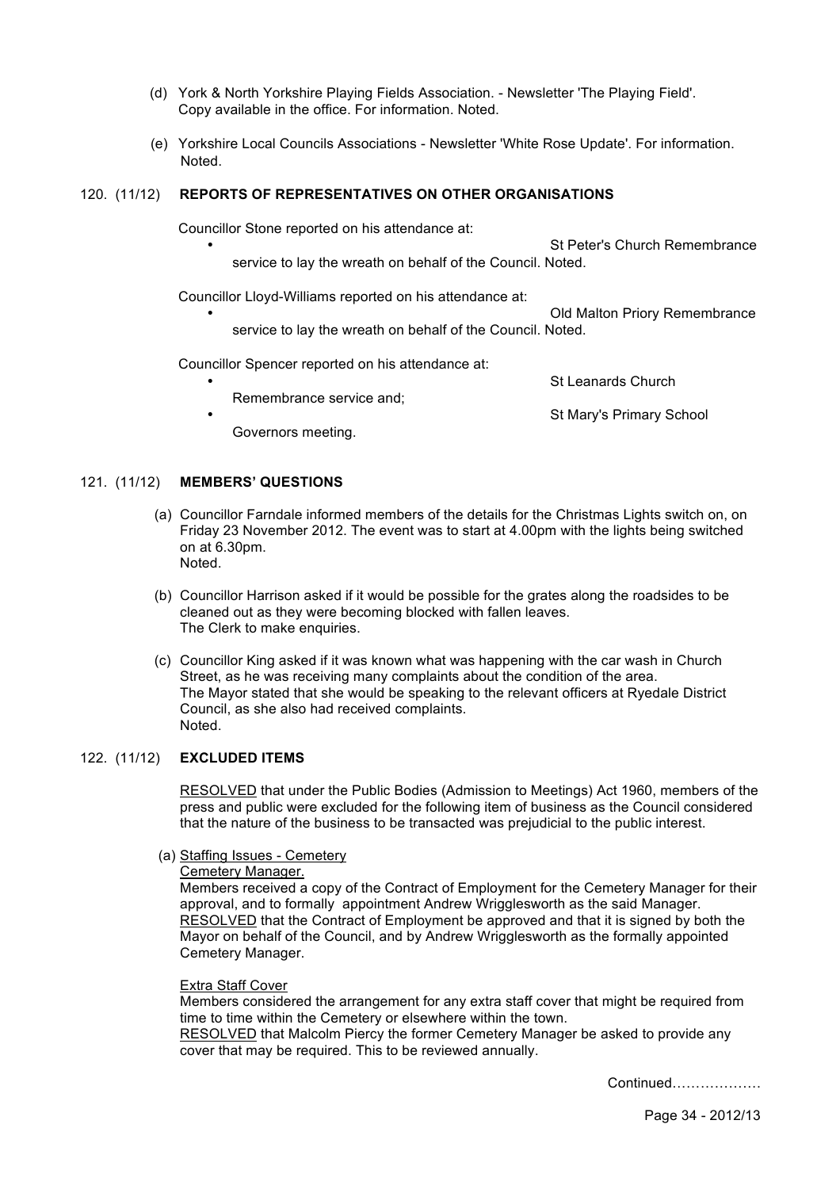(d) York & North Yorkshire Playing Fields Association. - Newsletter 'The Playing Field'. Copy available in the office. For information. Noted.

(e) Yorkshire Local Councils Associations - Newsletter 'White Rose Update'. For information. Noted.

### 120. (11/12) REPORTS OF REPRESENTATIVES ON OTHER ORGANISATIONS

Councillor Stone reported on his attendance at:

- St Peter's Church Remembrance service to lay the wreath on behalf of the Council. Noted.

Councillor Lloyd-Williams reported on his attendance at:

- Old Malton Priory Remembrance service to lay the wreath on behalf of the Council. Noted.

Councillor Spencer reported on his attendance at:

- St Leanards Church Remembrance service and;
- St Mary's Primary School Governors meeting.

### 121. (11/12) MEMBERS' QUESTIONS

(a) Councillor Farndale informed members of the details for the Christmas Lights switch on, on Friday 23 November 2012. The event was to start at 4.00pm with the lights being switched on at 6.30pm.
Noted.

(b) Councillor Harrison asked if it would be possible for the grates along the roadsides to be cleaned out as they were becoming blocked with fallen leaves.
The Clerk to make enquiries.

(c) Councillor King asked if it was known what was happening with the car wash in Church Street, as he was receiving many complaints about the condition of the area.
The Mayor stated that she would be speaking to the relevant officers at Ryedale District Council, as she also had received complaints.
Noted.

### 122. (11/12) EXCLUDED ITEMS

RESOLVED that under the Public Bodies (Admission to Meetings) Act 1960, members of the press and public were excluded for the following item of business as the Council considered that the nature of the business to be transacted was prejudicial to the public interest.

(a) Staffing Issues - Cemetery

Cemetery Manager.

Members received a copy of the Contract of Employment for the Cemetery Manager for their approval, and to formally appointment Andrew Wrigglesworth as the said Manager.
RESOLVED that the Contract of Employment be approved and that it is signed by both the Mayor on behalf of the Council, and by Andrew Wrigglesworth as the formally appointed Cemetery Manager.

Extra Staff Cover

Members considered the arrangement for any extra staff cover that might be required from time to time within the Cemetery or elsewhere within the town.
RESOLVED that Malcolm Piercy the former Cemetery Manager be asked to provide any cover that may be required. This to be reviewed annually.

Continued………………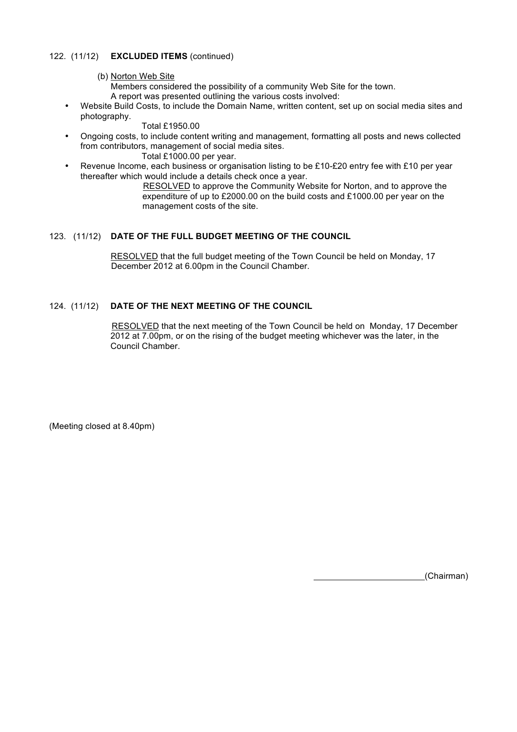122. (11/12) **EXCLUDED ITEMS** (continued)

(b) Norton Web Site

Members considered the possibility of a community Web Site for the town.
A report was presented outlining the various costs involved:

- Website Build Costs, to include the Domain Name, written content, set up on social media sites and photography.
  Total £1950.00
- Ongoing costs, to include content writing and management, formatting all posts and news collected from contributors, management of social media sites.
  Total £1000.00 per year.
- Revenue Income, each business or organisation listing to be £10-£20 entry fee with £10 per year thereafter which would include a details check once a year.

RESOLVED to approve the Community Website for Norton, and to approve the expenditure of up to £2000.00 on the build costs and £1000.00 per year on the management costs of the site.

123. (11/12) **DATE OF THE FULL BUDGET MEETING OF THE COUNCIL**

RESOLVED that the full budget meeting of the Town Council be held on Monday, 17 December 2012 at 6.00pm in the Council Chamber.

124. (11/12) **DATE OF THE NEXT MEETING OF THE COUNCIL**

RESOLVED that the next meeting of the Town Council be held on Monday, 17 December 2012 at 7.00pm, or on the rising of the budget meeting whichever was the later, in the Council Chamber.

(Meeting closed at 8.40pm)

\_\_\_\_\_\_\_\_\_\_\_\_\_\_\_\_\_\_\_\_\_\_\_\_(Chairman)